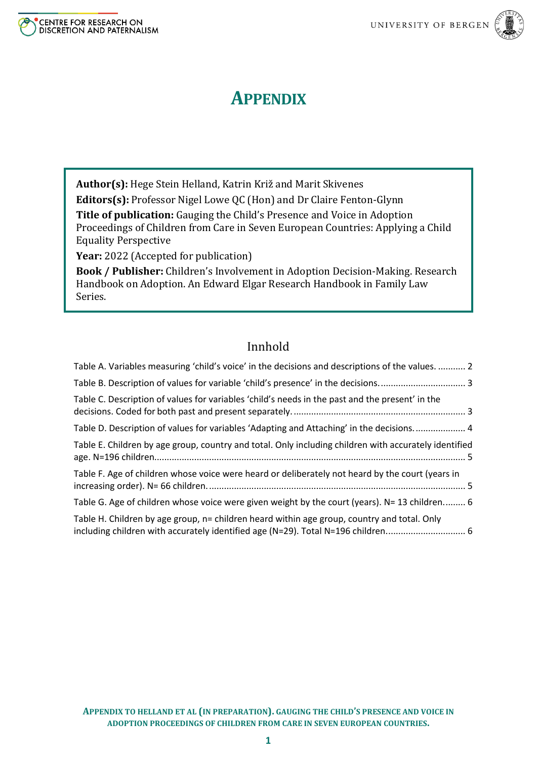# APPENDIX

**Author(s):** Hege Stein Helland, Katrin Križ and Marit Skivenes
**Editors(s):** Professor Nigel Lowe QC (Hon) and Dr Claire Fenton-Glynn
**Title of publication:** Gauging the Child's Presence and Voice in Adoption Proceedings of Children from Care in Seven European Countries: Applying a Child Equality Perspective
**Year:** 2022 (Accepted for publication)
**Book / Publisher:** Children's Involvement in Adoption Decision-Making. Research Handbook on Adoption. An Edward Elgar Research Handbook in Family Law Series.

## Innhold

- Table A. Variables measuring 'child's voice' in the decisions and descriptions of the values. ........... 2
- Table B. Description of values for variable 'child's presence' in the decisions. ................................. 3
- Table C. Description of values for variables 'child's needs in the past and the present' in the decisions. Coded for both past and present separately. .................................................................... 3
- Table D. Description of values for variables 'Adapting and Attaching' in the decisions. .................... 4
- Table E. Children by age group, country and total. Only including children with accurately identified age. N=196 children.......................................................................................................................... 5
- Table F. Age of children whose voice were heard or deliberately not heard by the court (years in increasing order). N= 66 children. ...................................................................................................... 5
- Table G. Age of children whose voice were given weight by the court (years). N= 13 children......... 6
- Table H. Children by age group, n= children heard within age group, country and total. Only including children with accurately identified age (N=29). Total N=196 children............................... 6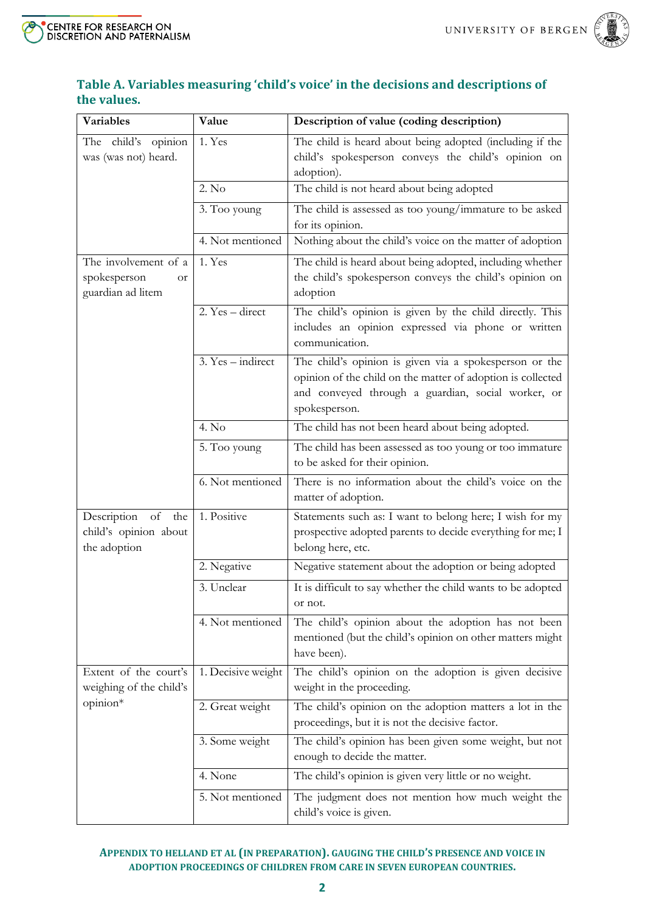**Table A. Variables measuring 'child's voice' in the decisions and descriptions of the values.**

| Variables | Value | Description of value (coding description) |
|---|---|---|
| The child's opinion was (was not) heard. | 1. Yes | The child is heard about being adopted (including if the child's spokesperson conveys the child's opinion on adoption). |
| | 2. No | The child is not heard about being adopted |
| | 3. Too young | The child is assessed as too young/immature to be asked for its opinion. |
| | 4. Not mentioned | Nothing about the child's voice on the matter of adoption |
| The involvement of a spokesperson or guardian ad litem | 1. Yes | The child is heard about being adopted, including whether the child's spokesperson conveys the child's opinion on adoption |
| | 2. Yes – direct | The child's opinion is given by the child directly. This includes an opinion expressed via phone or written communication. |
| | 3. Yes – indirect | The child's opinion is given via a spokesperson or the opinion of the child on the matter of adoption is collected and conveyed through a guardian, social worker, or spokesperson. |
| | 4. No | The child has not been heard about being adopted. |
| | 5. Too young | The child has been assessed as too young or too immature to be asked for their opinion. |
| | 6. Not mentioned | There is no information about the child's voice on the matter of adoption. |
| Description of the child's opinion about the adoption | 1. Positive | Statements such as: I want to belong here; I wish for my prospective adopted parents to decide everything for me; I belong here, etc. |
| | 2. Negative | Negative statement about the adoption or being adopted |
| | 3. Unclear | It is difficult to say whether the child wants to be adopted or not. |
| | 4. Not mentioned | The child's opinion about the adoption has not been mentioned (but the child's opinion on other matters might have been). |
| Extent of the court's weighing of the child's opinion* | 1. Decisive weight | The child's opinion on the adoption is given decisive weight in the proceeding. |
| | 2. Great weight | The child's opinion on the adoption matters a lot in the proceedings, but it is not the decisive factor. |
| | 3. Some weight | The child's opinion has been given some weight, but not enough to decide the matter. |
| | 4. None | The child's opinion is given very little or no weight. |
| | 5. Not mentioned | The judgment does not mention how much weight the child's voice is given. |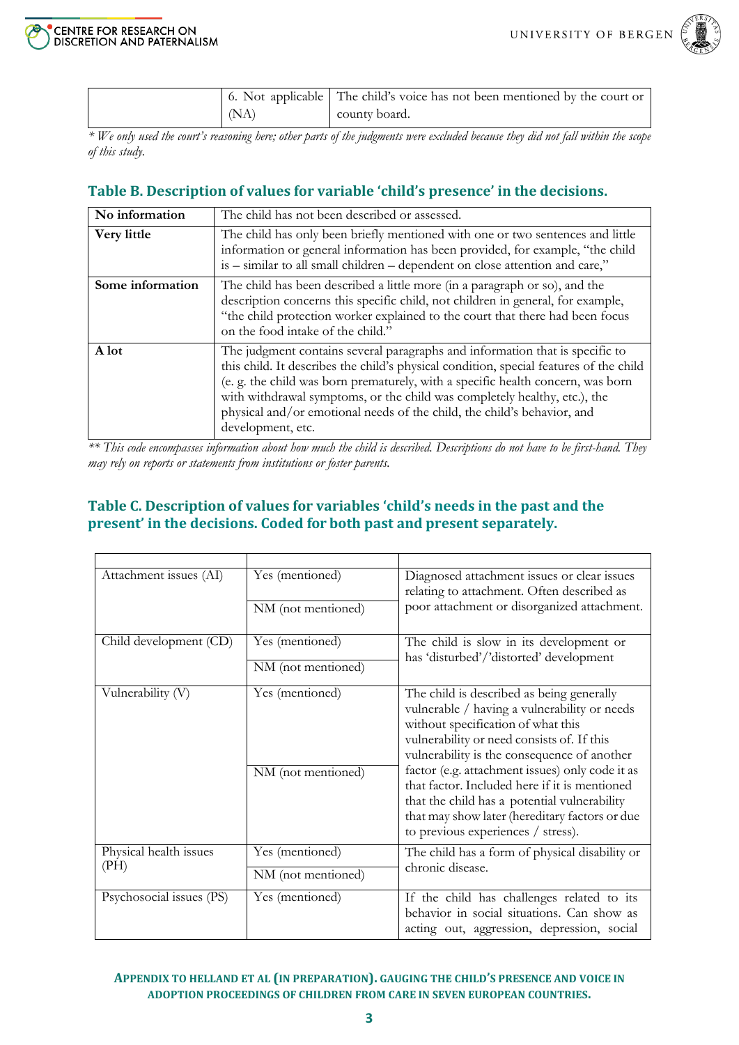| | | |
|---|---|---|
| | 6. Not applicable (NA) | The child's voice has not been mentioned by the court or county board. |

*\* We only used the court's reasoning here; other parts of the judgments were excluded because they did not fall within the scope of this study.*

## Table B. Description of values for variable 'child's presence' in the decisions.

| | |
|---|---|
| **No information** | The child has not been described or assessed. |
| **Very little** | The child has only been briefly mentioned with one or two sentences and little information or general information has been provided, for example, "the child is – similar to all small children – dependent on close attention and care," |
| **Some information** | The child has been described a little more (in a paragraph or so), and the description concerns this specific child, not children in general, for example, "the child protection worker explained to the court that there had been focus on the food intake of the child." |
| **A lot** | The judgment contains several paragraphs and information that is specific to this child. It describes the child's physical condition, special features of the child (e. g. the child was born prematurely, with a specific health concern, was born with withdrawal symptoms, or the child was completely healthy, etc.), the physical and/or emotional needs of the child, the child's behavior, and development, etc. |

*\*\* This code encompasses information about how much the child is described. Descriptions do not have to be first-hand. They may rely on reports or statements from institutions or foster parents.*

## Table C. Description of values for variables 'child's needs in the past and the present' in the decisions. Coded for both past and present separately.

| | | |
|---|---|---|
| Attachment issues (AI) | Yes (mentioned) | Diagnosed attachment issues or clear issues relating to attachment. Often described as poor attachment or disorganized attachment. |
| | NM (not mentioned) | |
| Child development (CD) | Yes (mentioned) | The child is slow in its development or has 'disturbed'/'distorted' development |
| | NM (not mentioned) | |
| Vulnerability (V) | Yes (mentioned) | The child is described as being generally vulnerable / having a vulnerability or needs without specification of what this vulnerability or need consists of. If this vulnerability is the consequence of another factor (e.g. attachment issues) only code it as that factor. Included here if it is mentioned that the child has a potential vulnerability that may show later (hereditary factors or due to previous experiences / stress). |
| | NM (not mentioned) | |
| Physical health issues (PH) | Yes (mentioned) | The child has a form of physical disability or chronic disease. |
| | NM (not mentioned) | |
| Psychosocial issues (PS) | Yes (mentioned) | If the child has challenges related to its behavior in social situations. Can show as acting out, aggression, depression, social |

**APPENDIX TO HELLAND ET AL (IN PREPARATION). GAUGING THE CHILD'S PRESENCE AND VOICE IN ADOPTION PROCEEDINGS OF CHILDREN FROM CARE IN SEVEN EUROPEAN COUNTRIES.**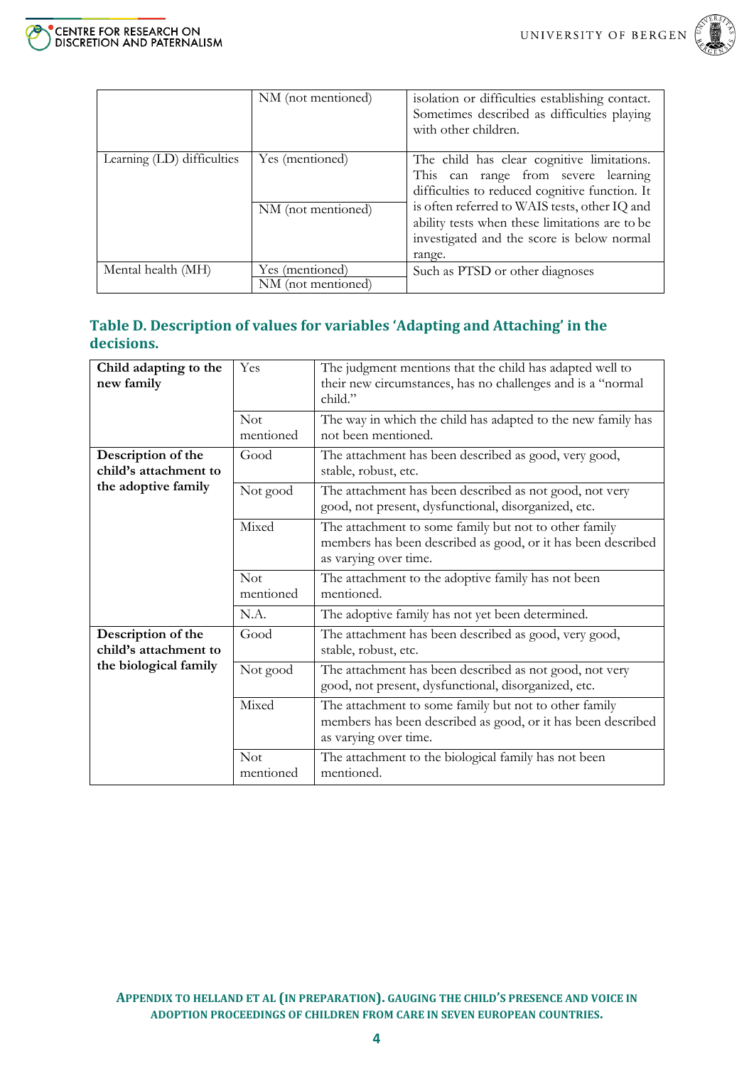| | | |
|---|---|---|
| | NM (not mentioned) | isolation or difficulties establishing contact. Sometimes described as difficulties playing with other children. |
| Learning (LD) difficulties | Yes (mentioned) | The child has clear cognitive limitations. This can range from severe learning difficulties to reduced cognitive function. It is often referred to WAIS tests, other IQ and ability tests when these limitations are to be investigated and the score is below normal range. |
| | NM (not mentioned) | |
| Mental health (MH) | Yes (mentioned) | Such as PTSD or other diagnoses |
| | NM (not mentioned) | |

## Table D. Description of values for variables 'Adapting and Attaching' in the decisions.

| | | |
|---|---|---|
| **Child adapting to the new family** | Yes | The judgment mentions that the child has adapted well to their new circumstances, has no challenges and is a "normal child." |
| | Not mentioned | The way in which the child has adapted to the new family has not been mentioned. |
| **Description of the child's attachment to the adoptive family** | Good | The attachment has been described as good, very good, stable, robust, etc. |
| | Not good | The attachment has been described as not good, not very good, not present, dysfunctional, disorganized, etc. |
| | Mixed | The attachment to some family but not to other family members has been described as good, or it has been described as varying over time. |
| | Not mentioned | The attachment to the adoptive family has not been mentioned. |
| | N.A. | The adoptive family has not yet been determined. |
| **Description of the child's attachment to the biological family** | Good | The attachment has been described as good, very good, stable, robust, etc. |
| | Not good | The attachment has been described as not good, not very good, not present, dysfunctional, disorganized, etc. |
| | Mixed | The attachment to some family but not to other family members has been described as good, or it has been described as varying over time. |
| | Not mentioned | The attachment to the biological family has not been mentioned. |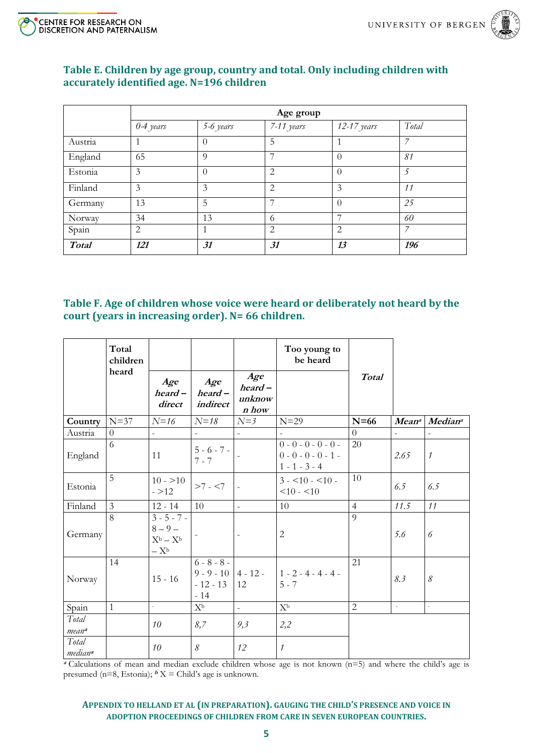### Table E. Children by age group, country and total. Only including children with accurately identified age. N=196 children

| | Age group | | | | |
|---|---|---|---|---|---|
| | *0-4 years* | *5-6 years* | *7-11 years* | *12-17 years* | *Total* |
| Austria | 1 | 0 | 5 | 1 | *7* |
| England | 65 | 9 | 7 | 0 | *81* |
| Estonia | 3 | 0 | 2 | 0 | *5* |
| Finland | 3 | 3 | 2 | 3 | *11* |
| Germany | 13 | 5 | 7 | 0 | *25* |
| Norway | 34 | 13 | 6 | 7 | *60* |
| Spain | 2 | 1 | 2 | 2 | *7* |
| ***Total*** | ***121*** | ***31*** | ***31*** | ***13*** | ***196*** |

### Table F. Age of children whose voice were heard or deliberately not heard by the court (years in increasing order). N= 66 children.

| | **Total children heard** | | | | **Too young to be heard** | ***Total*** | | |
|---|---|---|---|---|---|---|---|---|
| | | ***Age heard – direct*** | ***Age heard – indirect*** | ***Age heard – unknown how*** | | | | |
| **Country** | N=37 | *N=16* | *N=18* | *N=3* | N=29 | **N=66** | ***Mean[a]*** | ***Median[a]*** |
| Austria | 0 | - | - | - | - | 0 | - | - |
| England | 6 | 11 | 5 - 6 - 7 - 7 - 7 | - | 0 - 0 - 0 - 0 - 0 - 0 - 0 - 0 - 0 - 1 - 1 - 1 - 3 - 4 | 20 | *2.65* | *1* |
| Estonia | 5 | 10 - >10 - >12 | >7 - <7 | - | 3 - <10 - <10 - <10 - <10 | 10 | *6.5* | *6.5* |
| Finland | 3 | 12 - 14 | 10 | - | 10 | 4 | *11.5* | *11* |
| Germany | 8 | 3 - 5 - 7 - 8 – 9 – X[b] – X[b] – X[b] | - | - | 2 | 9 | *5.6* | *6* |
| Norway | 14 | 15 - 16 | 6 - 8 - 8 - 9 - 9 - 10 - 12 - 13 - 14 | 4 - 12 - 12 | 1 - 2 - 4 - 4 - 4 - 5 - 7 | 21 | *8.3* | *8* |
| Spain | 1 | - | X[b] | - | X[b] | 2 | - | - |
| *Total mean[a]* | | *10* | *8,7* | *9,3* | *2,2* | | | |
| *Total median[a]* | | *10* | *8* | *12* | *1* | | | |

*[a]* Calculations of mean and median exclude children whose age is not known (n=5) and where the child's age is presumed (n=8, Estonia); *[b]* X = Child's age is unknown.

**Appendix to Helland et al (in preparation). Gauging the child's presence and voice in adoption proceedings of children from care in seven European countries.**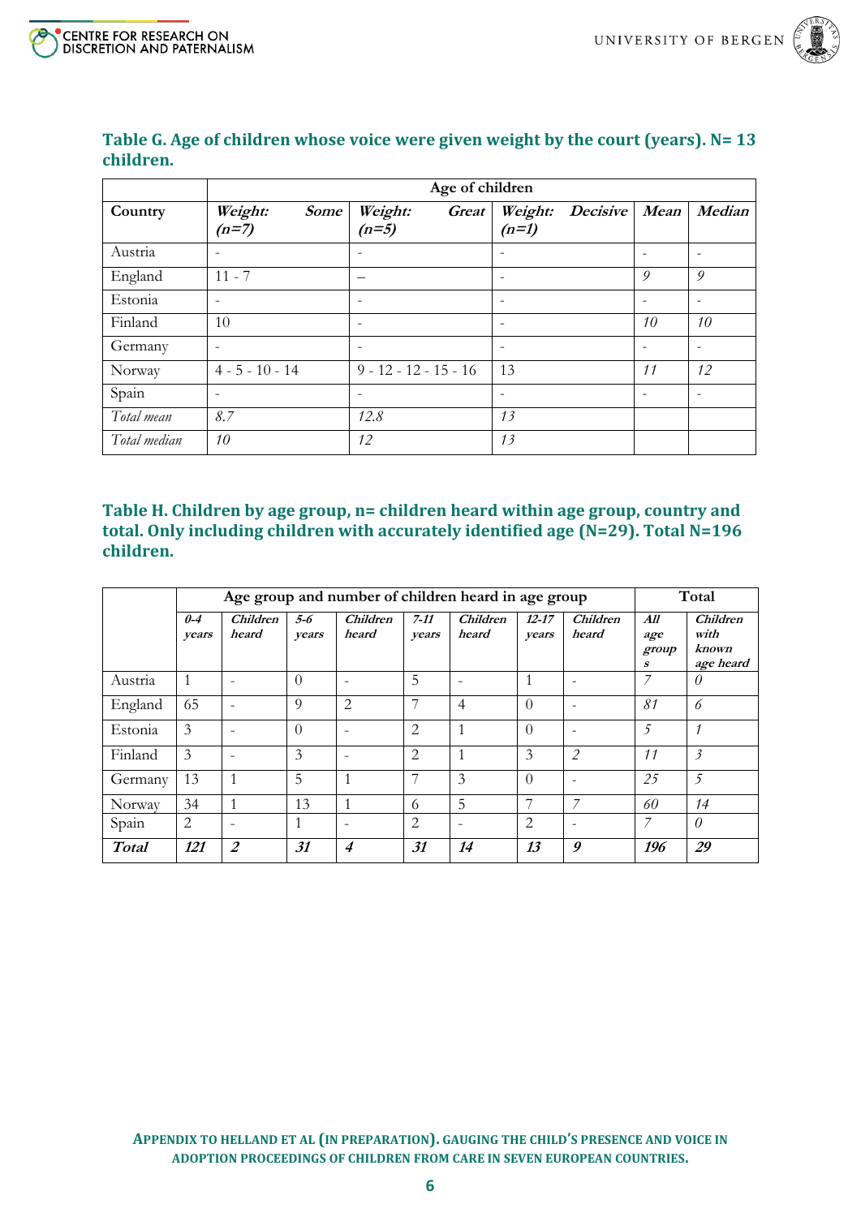### Table G. Age of children whose voice were given weight by the court (years). N= 13 children.

| | Age of children | | | | |
|---|---|---|---|---|---|
| Country | *Weight: Some (n=7)* | *Weight: Great (n=5)* | *Weight: Decisive (n=1)* | *Mean* | *Median* |
| Austria | - | - | - | - | - |
| England | 11 - 7 | – | - | *9* | *9* |
| Estonia | - | - | - | - | - |
| Finland | 10 | - | - | *10* | *10* |
| Germany | - | - | - | - | - |
| Norway | 4 - 5 - 10 - 14 | 9 - 12 - 12 - 15 - 16 | 13 | *11* | *12* |
| Spain | - | - | - | - | - |
| *Total mean* | *8.7* | *12.8* | *13* | | |
| *Total median* | *10* | *12* | *13* | | |

### Table H. Children by age group, n= children heard within age group, country and total. Only including children with accurately identified age (N=29). Total N=196 children.

| | Age group and number of children heard in age group | | | | | | | | Total | |
|---|---|---|---|---|---|---|---|---|---|---|
| | *0-4 years* | *Children heard* | *5-6 years* | *Children heard* | *7-11 years* | *Children heard* | *12-17 years* | *Children heard* | *All age groups* | *Children with known age heard* |
| Austria | 1 | - | 0 | - | 5 | - | 1 | - | *7* | *0* |
| England | 65 | - | 9 | 2 | 7 | 4 | 0 | - | *81* | *6* |
| Estonia | 3 | - | 0 | - | 2 | 1 | 0 | - | *5* | *1* |
| Finland | 3 | - | 3 | - | 2 | 1 | 3 | *2* | *11* | *3* |
| Germany | 13 | 1 | 5 | 1 | 7 | 3 | 0 | - | *25* | *5* |
| Norway | 34 | 1 | 13 | 1 | 6 | 5 | 7 | *7* | *60* | *14* |
| Spain | 2 | - | 1 | - | 2 | - | 2 | - | *7* | *0* |
| ***Total*** | ***121*** | ***2*** | ***31*** | ***4*** | ***31*** | ***14*** | ***13*** | ***9*** | ***196*** | ***29*** |

**APPENDIX TO HELLAND ET AL (IN PREPARATION). GAUGING THE CHILD'S PRESENCE AND VOICE IN ADOPTION PROCEEDINGS OF CHILDREN FROM CARE IN SEVEN EUROPEAN COUNTRIES.**